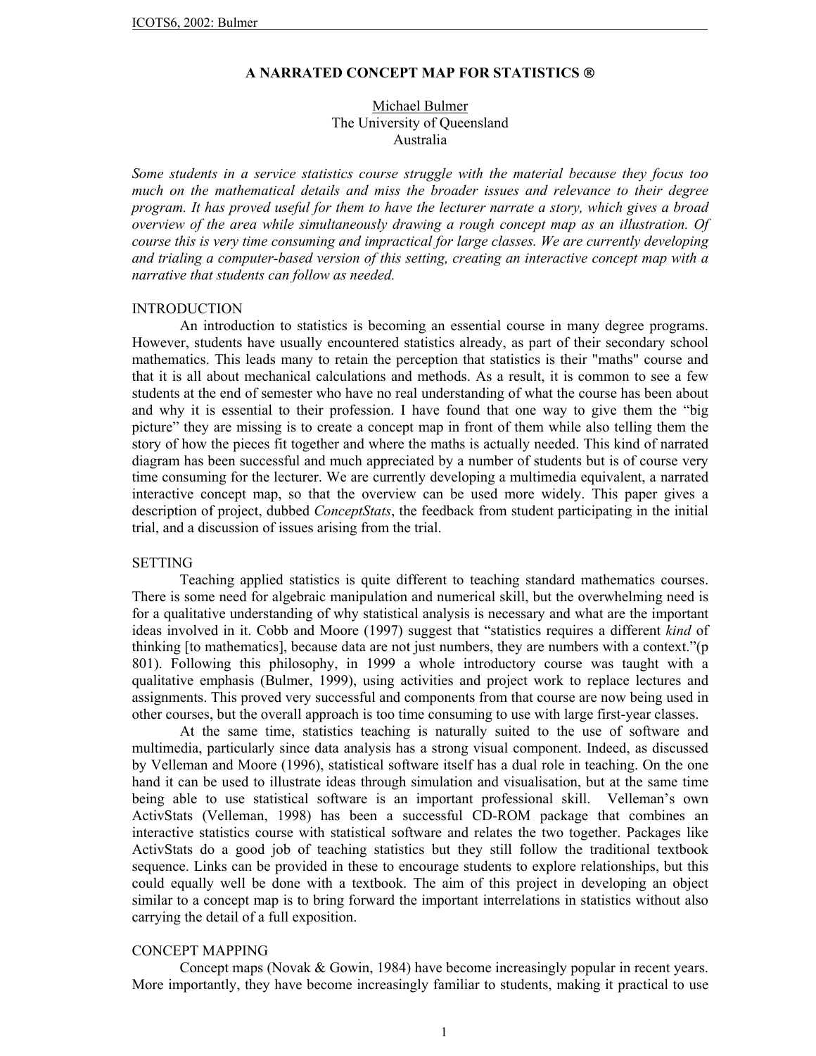# A NARRATED CONCEPT MAP FOR STATISTICS ®

Michael Bulmer
The University of Queensland
Australia

*Some students in a service statistics course struggle with the material because they focus too much on the mathematical details and miss the broader issues and relevance to their degree program. It has proved useful for them to have the lecturer narrate a story, which gives a broad overview of the area while simultaneously drawing a rough concept map as an illustration. Of course this is very time consuming and impractical for large classes. We are currently developing and trialing a computer-based version of this setting, creating an interactive concept map with a narrative that students can follow as needed.*

## INTRODUCTION

An introduction to statistics is becoming an essential course in many degree programs. However, students have usually encountered statistics already, as part of their secondary school mathematics. This leads many to retain the perception that statistics is their "maths" course and that it is all about mechanical calculations and methods. As a result, it is common to see a few students at the end of semester who have no real understanding of what the course has been about and why it is essential to their profession. I have found that one way to give them the "big picture" they are missing is to create a concept map in front of them while also telling them the story of how the pieces fit together and where the maths is actually needed. This kind of narrated diagram has been successful and much appreciated by a number of students but is of course very time consuming for the lecturer. We are currently developing a multimedia equivalent, a narrated interactive concept map, so that the overview can be used more widely. This paper gives a description of project, dubbed *ConceptStats*, the feedback from student participating in the initial trial, and a discussion of issues arising from the trial.

## SETTING

Teaching applied statistics is quite different to teaching standard mathematics courses. There is some need for algebraic manipulation and numerical skill, but the overwhelming need is for a qualitative understanding of why statistical analysis is necessary and what are the important ideas involved in it. Cobb and Moore (1997) suggest that "statistics requires a different *kind* of thinking [to mathematics], because data are not just numbers, they are numbers with a context."(p 801). Following this philosophy, in 1999 a whole introductory course was taught with a qualitative emphasis (Bulmer, 1999), using activities and project work to replace lectures and assignments. This proved very successful and components from that course are now being used in other courses, but the overall approach is too time consuming to use with large first-year classes.

At the same time, statistics teaching is naturally suited to the use of software and multimedia, particularly since data analysis has a strong visual component. Indeed, as discussed by Velleman and Moore (1996), statistical software itself has a dual role in teaching. On the one hand it can be used to illustrate ideas through simulation and visualisation, but at the same time being able to use statistical software is an important professional skill. Velleman's own ActivStats (Velleman, 1998) has been a successful CD-ROM package that combines an interactive statistics course with statistical software and relates the two together. Packages like ActivStats do a good job of teaching statistics but they still follow the traditional textbook sequence. Links can be provided in these to encourage students to explore relationships, but this could equally well be done with a textbook. The aim of this project in developing an object similar to a concept map is to bring forward the important interrelations in statistics without also carrying the detail of a full exposition.

## CONCEPT MAPPING

Concept maps (Novak & Gowin, 1984) have become increasingly popular in recent years. More importantly, they have become increasingly familiar to students, making it practical to use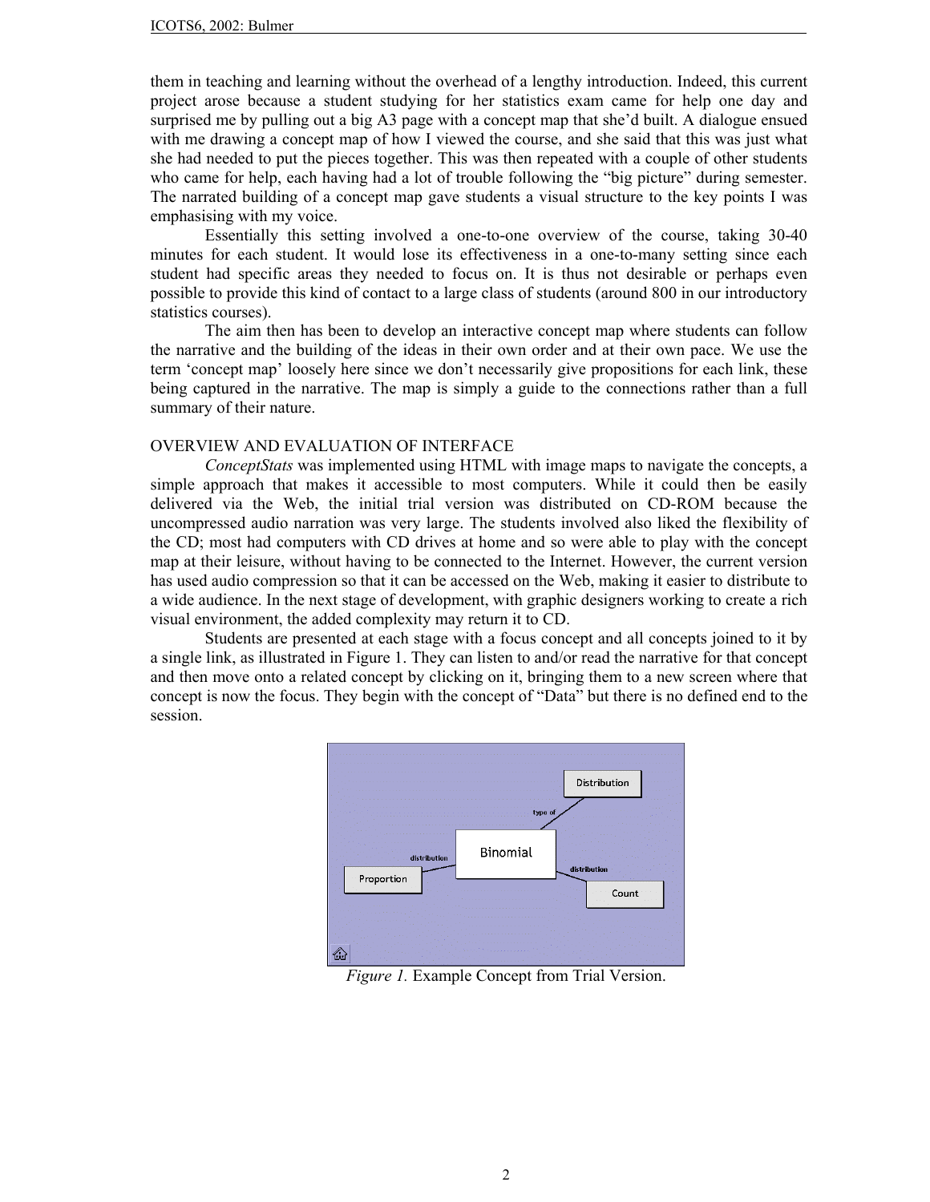them in teaching and learning without the overhead of a lengthy introduction. Indeed, this current project arose because a student studying for her statistics exam came for help one day and surprised me by pulling out a big A3 page with a concept map that she'd built. A dialogue ensued with me drawing a concept map of how I viewed the course, and she said that this was just what she had needed to put the pieces together. This was then repeated with a couple of other students who came for help, each having had a lot of trouble following the "big picture" during semester. The narrated building of a concept map gave students a visual structure to the key points I was emphasising with my voice.

Essentially this setting involved a one-to-one overview of the course, taking 30-40 minutes for each student. It would lose its effectiveness in a one-to-many setting since each student had specific areas they needed to focus on. It is thus not desirable or perhaps even possible to provide this kind of contact to a large class of students (around 800 in our introductory statistics courses).

The aim then has been to develop an interactive concept map where students can follow the narrative and the building of the ideas in their own order and at their own pace. We use the term 'concept map' loosely here since we don't necessarily give propositions for each link, these being captured in the narrative. The map is simply a guide to the connections rather than a full summary of their nature.

## OVERVIEW AND EVALUATION OF INTERFACE

*ConceptStats* was implemented using HTML with image maps to navigate the concepts, a simple approach that makes it accessible to most computers. While it could then be easily delivered via the Web, the initial trial version was distributed on CD-ROM because the uncompressed audio narration was very large. The students involved also liked the flexibility of the CD; most had computers with CD drives at home and so were able to play with the concept map at their leisure, without having to be connected to the Internet. However, the current version has used audio compression so that it can be accessed on the Web, making it easier to distribute to a wide audience. In the next stage of development, with graphic designers working to create a rich visual environment, the added complexity may return it to CD.

Students are presented at each stage with a focus concept and all concepts joined to it by a single link, as illustrated in Figure 1. They can listen to and/or read the narrative for that concept and then move onto a related concept by clicking on it, bringing them to a new screen where that concept is now the focus. They begin with the concept of "Data" but there is no defined end to the session.

*Figure 1.* Example Concept from Trial Version.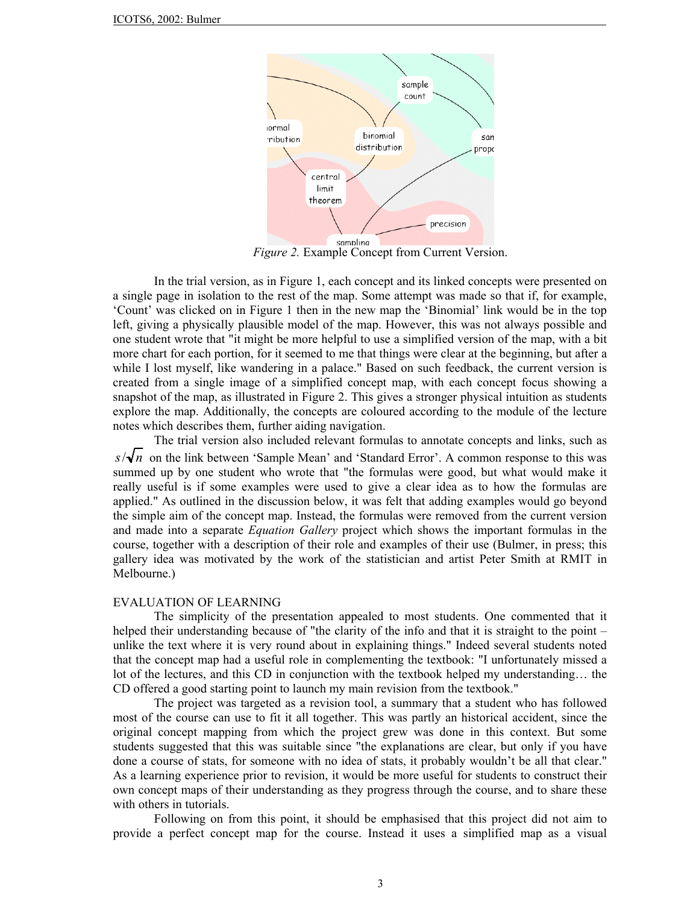*Figure 2.* Example Concept from Current Version.

In the trial version, as in Figure 1, each concept and its linked concepts were presented on a single page in isolation to the rest of the map. Some attempt was made so that if, for example, 'Count' was clicked on in Figure 1 then in the new map the 'Binomial' link would be in the top left, giving a physically plausible model of the map. However, this was not always possible and one student wrote that "it might be more helpful to use a simplified version of the map, with a bit more chart for each portion, for it seemed to me that things were clear at the beginning, but after a while I lost myself, like wandering in a palace." Based on such feedback, the current version is created from a single image of a simplified concept map, with each concept focus showing a snapshot of the map, as illustrated in Figure 2. This gives a stronger physical intuition as students explore the map. Additionally, the concepts are coloured according to the module of the lecture notes which describes them, further aiding navigation.

The trial version also included relevant formulas to annotate concepts and links, such as $s/\sqrt{n}$ on the link between 'Sample Mean' and 'Standard Error'. A common response to this was summed up by one student who wrote that "the formulas were good, but what would make it really useful is if some examples were used to give a clear idea as to how the formulas are applied." As outlined in the discussion below, it was felt that adding examples would go beyond the simple aim of the concept map. Instead, the formulas were removed from the current version and made into a separate *Equation Gallery* project which shows the important formulas in the course, together with a description of their role and examples of their use (Bulmer, in press; this gallery idea was motivated by the work of the statistician and artist Peter Smith at RMIT in Melbourne.)

## EVALUATION OF LEARNING

The simplicity of the presentation appealed to most students. One commented that it helped their understanding because of "the clarity of the info and that it is straight to the point – unlike the text where it is very round about in explaining things." Indeed several students noted that the concept map had a useful role in complementing the textbook: "I unfortunately missed a lot of the lectures, and this CD in conjunction with the textbook helped my understanding… the CD offered a good starting point to launch my main revision from the textbook."

The project was targeted as a revision tool, a summary that a student who has followed most of the course can use to fit it all together. This was partly an historical accident, since the original concept mapping from which the project grew was done in this context. But some students suggested that this was suitable since "the explanations are clear, but only if you have done a course of stats, for someone with no idea of stats, it probably wouldn't be all that clear." As a learning experience prior to revision, it would be more useful for students to construct their own concept maps of their understanding as they progress through the course, and to share these with others in tutorials.

Following on from this point, it should be emphasised that this project did not aim to provide a perfect concept map for the course. Instead it uses a simplified map as a visual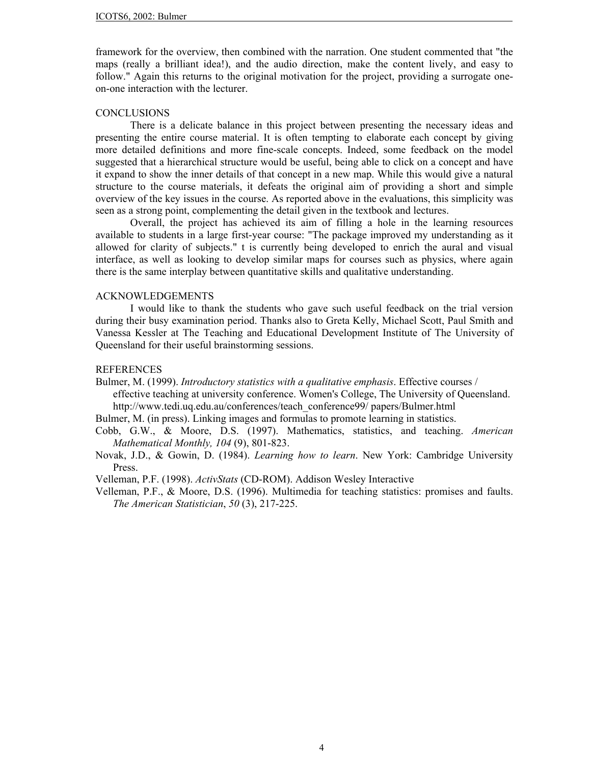framework for the overview, then combined with the narration. One student commented that "the maps (really a brilliant idea!), and the audio direction, make the content lively, and easy to follow." Again this returns to the original motivation for the project, providing a surrogate one-on-one interaction with the lecturer.

## CONCLUSIONS

There is a delicate balance in this project between presenting the necessary ideas and presenting the entire course material. It is often tempting to elaborate each concept by giving more detailed definitions and more fine-scale concepts. Indeed, some feedback on the model suggested that a hierarchical structure would be useful, being able to click on a concept and have it expand to show the inner details of that concept in a new map. While this would give a natural structure to the course materials, it defeats the original aim of providing a short and simple overview of the key issues in the course. As reported above in the evaluations, this simplicity was seen as a strong point, complementing the detail given in the textbook and lectures.

Overall, the project has achieved its aim of filling a hole in the learning resources available to students in a large first-year course: "The package improved my understanding as it allowed for clarity of subjects." t is currently being developed to enrich the aural and visual interface, as well as looking to develop similar maps for courses such as physics, where again there is the same interplay between quantitative skills and qualitative understanding.

## ACKNOWLEDGEMENTS

I would like to thank the students who gave such useful feedback on the trial version during their busy examination period. Thanks also to Greta Kelly, Michael Scott, Paul Smith and Vanessa Kessler at The Teaching and Educational Development Institute of The University of Queensland for their useful brainstorming sessions.

## REFERENCES

Bulmer, M. (1999). *Introductory statistics with a qualitative emphasis*. Effective courses / effective teaching at university conference. Women's College, The University of Queensland. http://www.tedi.uq.edu.au/conferences/teach_conference99/ papers/Bulmer.html

Bulmer, M. (in press). Linking images and formulas to promote learning in statistics.

Cobb, G.W., & Moore, D.S. (1997). Mathematics, statistics, and teaching. *American Mathematical Monthly, 104* (9), 801-823.

Novak, J.D., & Gowin, D. (1984). *Learning how to learn*. New York: Cambridge University Press.

Velleman, P.F. (1998). *ActivStats* (CD-ROM). Addison Wesley Interactive

Velleman, P.F., & Moore, D.S. (1996). Multimedia for teaching statistics: promises and faults. *The American Statistician*, *50* (3), 217-225.